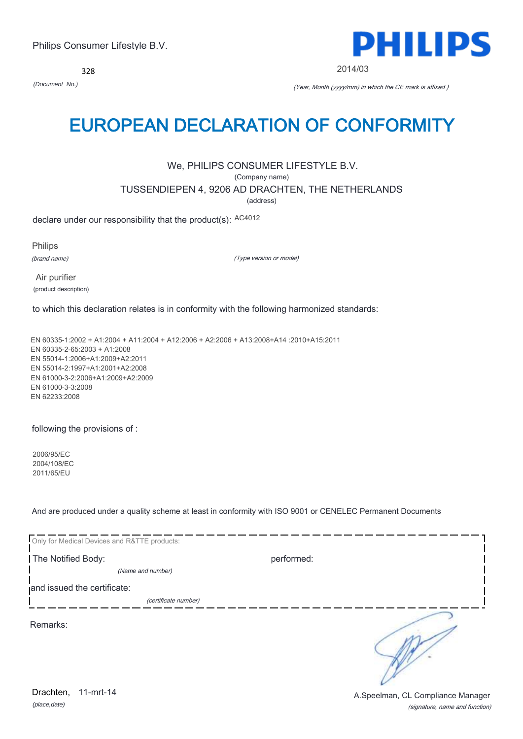Philips Consumer Lifestyle B.V.

**PHILIPS**

328

*(Document No.)*

2014/03

*(Year, Month (yyyy/mm) in which the CE mark is affixed )*

# EUROPEAN DECLARATION OF CONFORMITY

We, PHILIPS CONSUMER LIFESTYLE B.V.

(Company name)

TUSSENDIEPEN 4, 9206 AD DRACHTEN, THE NETHERLANDS

(address)

declare under our responsibility that the product(s): AC4012

Philips

*(brand name)*

*(Type version or model)*

Air purifier

(product description)

to which this declaration relates is in conformity with the following harmonized standards:

EN 60335-1:2002 + A1:2004 + A11:2004 + A12:2006 + A2:2006 + A13:2008+A14 :2010+A15:2011
EN 60335-2-65:2003 + A1:2008
EN 55014-1:2006+A1:2009+A2:2011
EN 55014-2:1997+A1:2001+A2:2008
EN 61000-3-2:2006+A1:2009+A2:2009
EN 61000-3-3:2008
EN 62233:2008

following the provisions of :

2006/95/EC
2004/108/EC
2011/65/EU

And are produced under a quality scheme at least in conformity with ISO 9001 or CENELEC Permanent Documents

Only for Medical Devices and R&TTE products:

The Notified Body: performed:

*(Name and number)*

and issued the certificate:

*(certificate number)*

Remarks:

Drachten, 11-mrt-14

*(place,date)*

A.Speelman, CL Compliance Manager

*(signature, name and function)*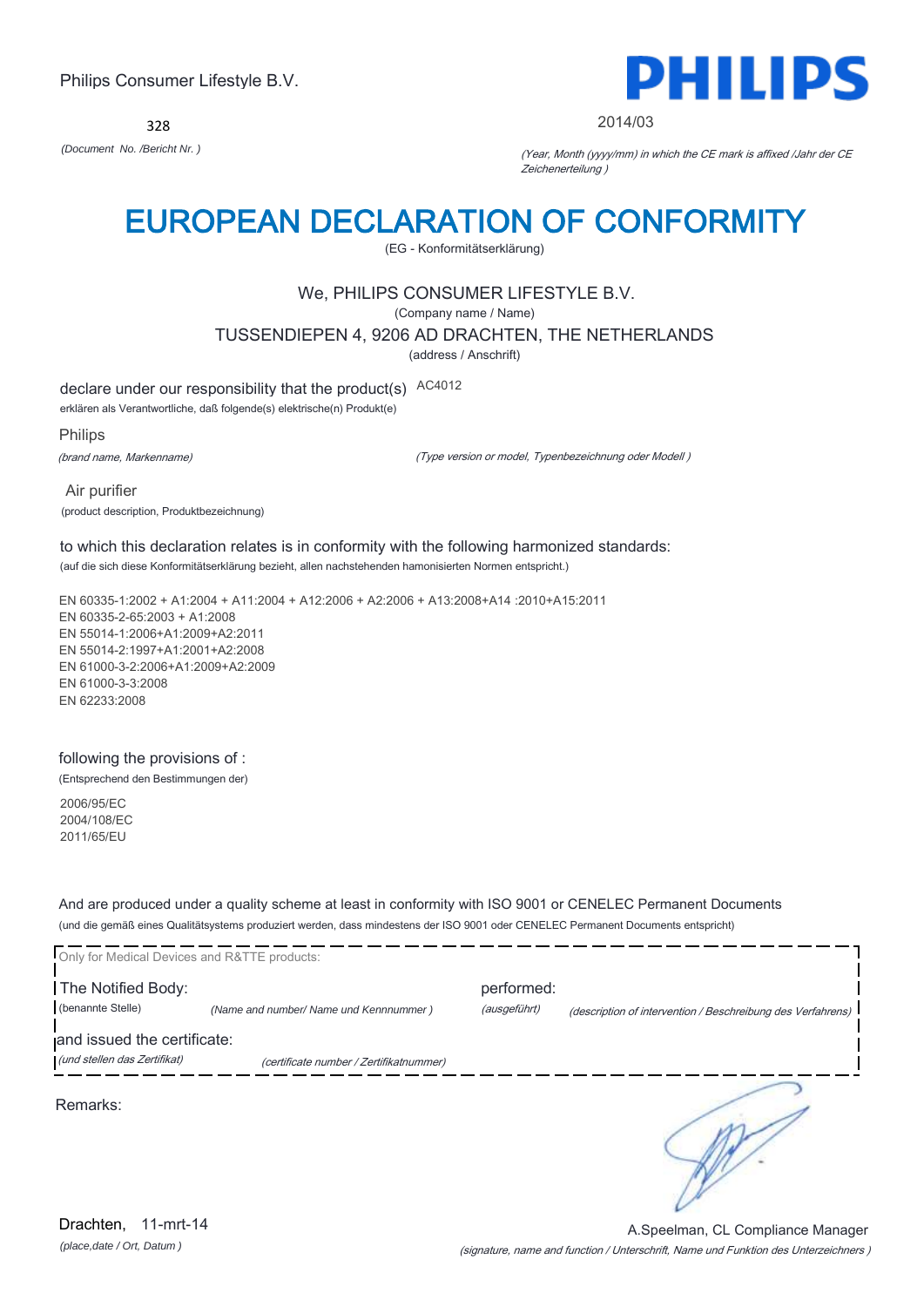Philips Consumer Lifestyle B.V.

PHILIPS

328

*(Document No. /Bericht Nr. )*

2014/03

*(Year, Month (yyyy/mm) in which the CE mark is affixed /Jahr der CE Zeichenerteilung )*

# EUROPEAN DECLARATION OF CONFORMITY

(EG - Konformitätserklärung)

We, PHILIPS CONSUMER LIFESTYLE B.V.

(Company name / Name)

TUSSENDIEPEN 4, 9206 AD DRACHTEN, THE NETHERLANDS

(address / Anschrift)

declare under our responsibility that the product(s) AC4012

erklären als Verantwortliche, daß folgende(s) elektrische(n) Produkt(e)

Philips

*(brand name, Markenname)*

*(Type version or model, Typenbezeichnung oder Modell )*

Air purifier

(product description, Produktbezeichnung)

to which this declaration relates is in conformity with the following harmonized standards:

(auf die sich diese Konformitätserklärung bezieht, allen nachstehenden hamonisierten Normen entspricht.)

EN 60335-1:2002 + A1:2004 + A11:2004 + A12:2006 + A2:2006 + A13:2008+A14 :2010+A15:2011
EN 60335-2-65:2003 + A1:2008
EN 55014-1:2006+A1:2009+A2:2011
EN 55014-2:1997+A1:2001+A2:2008
EN 61000-3-2:2006+A1:2009+A2:2009
EN 61000-3-3:2008
EN 62233:2008

following the provisions of :

(Entsprechend den Bestimmungen der)

2006/95/EC
2004/108/EC
2011/65/EU

And are produced under a quality scheme at least in conformity with ISO 9001 or CENELEC Permanent Documents

(und die gemäß eines Qualitätsystems produziert werden, dass mindestens der ISO 9001 oder CENELEC Permanent Documents entspricht)

Only for Medical Devices and R&TTE products:

The Notified Body: *(Name and number/ Name und Kennnummer )* performed: *(description of intervention / Beschreibung des Verfahrens)*

(benannte Stelle) *(ausgeführt)*

and issued the certificate: *(certificate number / Zertifikatnummer)*

*(und stellen das Zertifikat)*

Remarks:

Drachten, 11-mrt-14

*(place,date / Ort, Datum )*

A.Speelman, CL Compliance Manager

*(signature, name and function / Unterschrift, Name und Funktion des Unterzeichners )*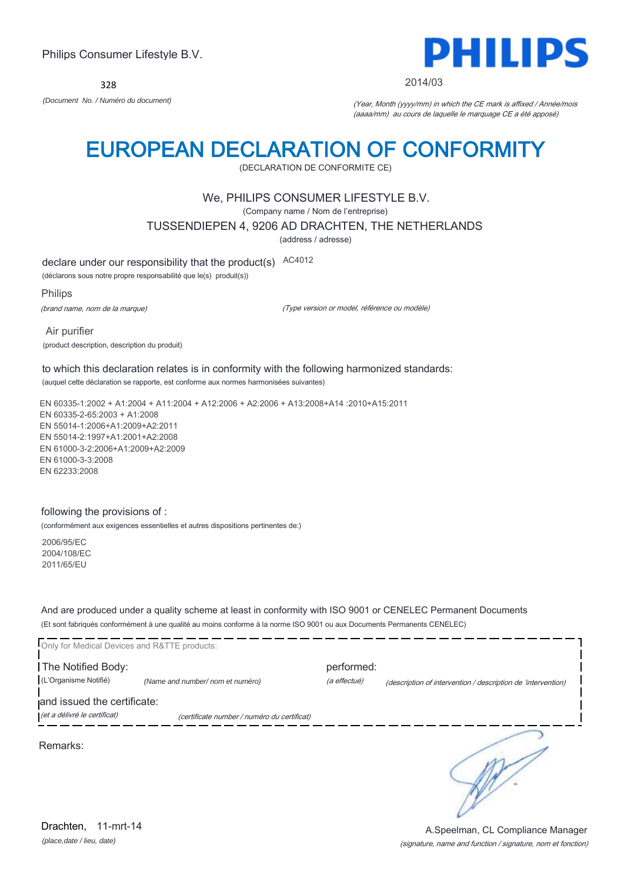Philips Consumer Lifestyle B.V.

**PHILIPS**

328

*(Document No. / Numéro du document)*

2014/03

*(Year, Month (yyyy/mm) in which the CE mark is affixed / Année/mois (aaaa/mm) au cours de laquelle le marquage CE a été apposé)*

# EUROPEAN DECLARATION OF CONFORMITY

(DECLARATION DE CONFORMITE CE)

We, PHILIPS CONSUMER LIFESTYLE B.V.

(Company name / Nom de l'entreprise)

TUSSENDIEPEN 4, 9206 AD DRACHTEN, THE NETHERLANDS

(address / adresse)

declare under our responsibility that the product(s) AC4012

(déclarons sous notre propre responsabilité que le(s) produit(s))

Philips

*(brand name, nom de la marque)* *(Type version or model, référence ou modèle)*

Air purifier

(product description, description du produit)

to which this declaration relates is in conformity with the following harmonized standards:

(auquel cette déclaration se rapporte, est conforme aux normes harmonisées suivantes)

EN 60335-1:2002 + A1:2004 + A11:2004 + A12:2006 + A2:2006 + A13:2008+A14 :2010+A15:2011
EN 60335-2-65:2003 + A1:2008
EN 55014-1:2006+A1:2009+A2:2011
EN 55014-2:1997+A1:2001+A2:2008
EN 61000-3-2:2006+A1:2009+A2:2009
EN 61000-3-3:2008
EN 62233:2008

following the provisions of :

(conformément aux exigences essentielles et autres dispositions pertinentes de:)

2006/95/EC
2004/108/EC
2011/65/EU

And are produced under a quality scheme at least in conformity with ISO 9001 or CENELEC Permanent Documents

(Et sont fabriqués conformément à une qualité au moins conforme à la norme ISO 9001 ou aux Documents Permanents CENELEC)

Only for Medical Devices and R&TTE products:

The Notified Body: performed:

(L'Organisme Notifié) *(Name and number/ nom et numéro)* *(a effectué)* *(description of intervention / description de 'intervention)*

and issued the certificate:

*(et a délivré le certificat)* *(certificate number / numéro du certificat)*

Remarks:

Drachten, 11-mrt-14

*(place,date / lieu, date)*

A.Speelman, CL Compliance Manager

*(signature, name and function / signature, nom et fonction)*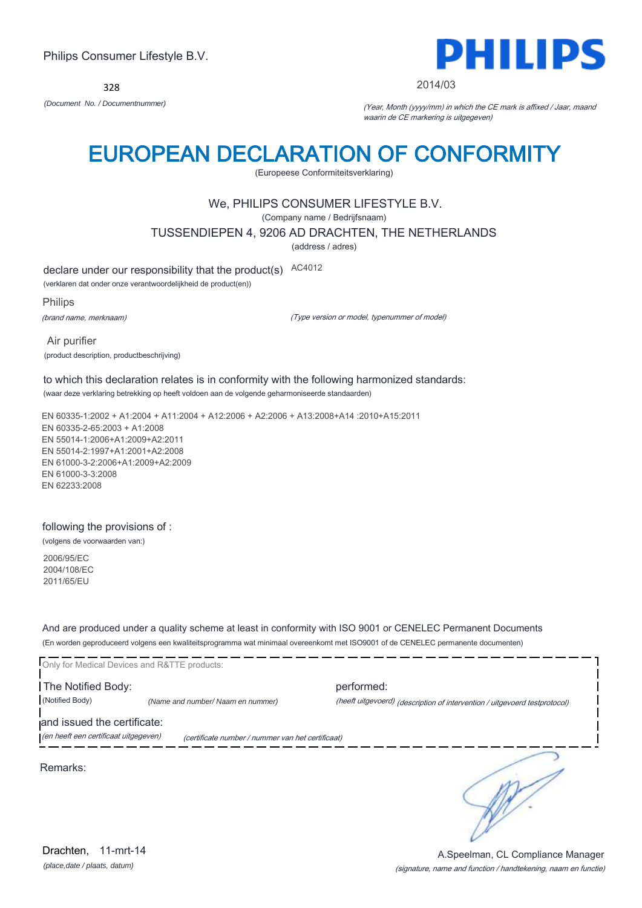Philips Consumer Lifestyle B.V.

**PHILIPS**

328

*(Document No. / Documentnummer)*

2014/03

*(Year, Month (yyyy/mm) in which the CE mark is affixed / Jaar, maand waarin de CE markering is uitgegeven)*

# EUROPEAN DECLARATION OF CONFORMITY

(Europeese Conformiteitsverklaring)

We, PHILIPS CONSUMER LIFESTYLE B.V.

(Company name / Bedrijfsnaam)

TUSSENDIEPEN 4, 9206 AD DRACHTEN, THE NETHERLANDS

(address / adres)

declare under our responsibility that the product(s) AC4012

(verklaren dat onder onze verantwoordelijkheid de product(en))

Philips

*(brand name, merknaam)*

*(Type version or model, typenummer of model)*

Air purifier

(product description, productbeschrijving)

to which this declaration relates is in conformity with the following harmonized standards:

(waar deze verklaring betrekking op heeft voldoen aan de volgende geharmoniseerde standaarden)

EN 60335-1:2002 + A1:2004 + A11:2004 + A12:2006 + A2:2006 + A13:2008+A14 :2010+A15:2011
EN 60335-2-65:2003 + A1:2008
EN 55014-1:2006+A1:2009+A2:2011
EN 55014-2:1997+A1:2001+A2:2008
EN 61000-3-2:2006+A1:2009+A2:2009
EN 61000-3-3:2008
EN 62233:2008

following the provisions of :

(volgens de voorwaarden van:)

2006/95/EC
2004/108/EC
2011/65/EU

And are produced under a quality scheme at least in conformity with ISO 9001 or CENELEC Permanent Documents

(En worden geproduceerd volgens een kwaliteitsprogramma wat minimaal overeenkomt met ISO9001 of de CENELEC permanente documenten)

Only for Medical Devices and R&TTE products:

The Notified Body: (Notified Body) *(Name and number/ Naam en nummer)*

performed: (heeft uitgevoerd) *(description of intervention / uitgevoerd testprotocol)*

and issued the certificate: *(en heeft een certificaat uitgegeven)* *(certificate number / nummer van het certificaat)*

Remarks:

Drachten, 11-mrt-14

*(place,date / plaats, datum)*

A.Speelman, CL Compliance Manager

*(signature, name and function / handtekening, naam en functie)*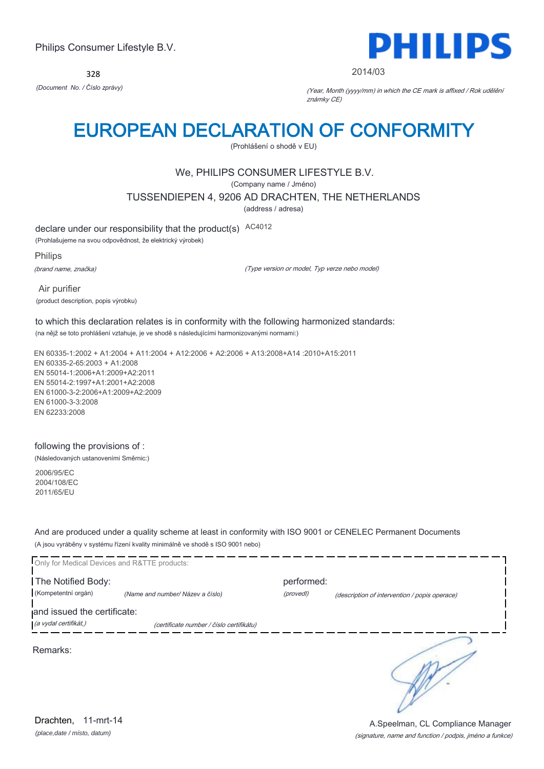Philips Consumer Lifestyle B.V.

328

*(Document No. / Číslo zprávy)*

**PHILIPS**

2014/03

*(Year, Month (yyyy/mm) in which the CE mark is affixed / Rok udělění známky CE)*

# EUROPEAN DECLARATION OF CONFORMITY

(Prohlášení o shodě v EU)

We, PHILIPS CONSUMER LIFESTYLE B.V.

(Company name / Jméno)

TUSSENDIEPEN 4, 9206 AD DRACHTEN, THE NETHERLANDS

(address / adresa)

declare under our responsibility that the product(s) AC4012

(Prohlašujeme na svou odpovědnost, že elektrický výrobek)

Philips

*(brand name, značka)*

*(Type version or model, Typ verze nebo model)*

Air purifier

(product description, popis výrobku)

to which this declaration relates is in conformity with the following harmonized standards:

(na nějž se toto prohlášení vztahuje, je ve shodě s následujícími harmonizovanými normami:)

EN 60335-1:2002 + A1:2004 + A11:2004 + A12:2006 + A2:2006 + A13:2008+A14 :2010+A15:2011
EN 60335-2-65:2003 + A1:2008
EN 55014-1:2006+A1:2009+A2:2011
EN 55014-2:1997+A1:2001+A2:2008
EN 61000-3-2:2006+A1:2009+A2:2009
EN 61000-3-3:2008
EN 62233:2008

following the provisions of :

(Následovaných ustanoveními Směrnic:)

2006/95/EC
2004/108/EC
2011/65/EU

And are produced under a quality scheme at least in conformity with ISO 9001 or CENELEC Permanent Documents

(A jsou vyráběny v systému řízení kvality minimálně ve shodě s ISO 9001 nebo)

Only for Medical Devices and R&TTE products:

The Notified Body: performed:

(Kompetentní orgán) *(Name and number/ Název a číslo)* *(provedl)* *(description of intervention / popis operace)*

and issued the certificate:

*(a vydal certifikát,)* *(certificate number / číslo certifikátu)*

Remarks:

Drachten, 11-mrt-14

*(place,date / místo, datum)*

A.Speelman, CL Compliance Manager

*(signature, name and function / podpis, jméno a funkce)*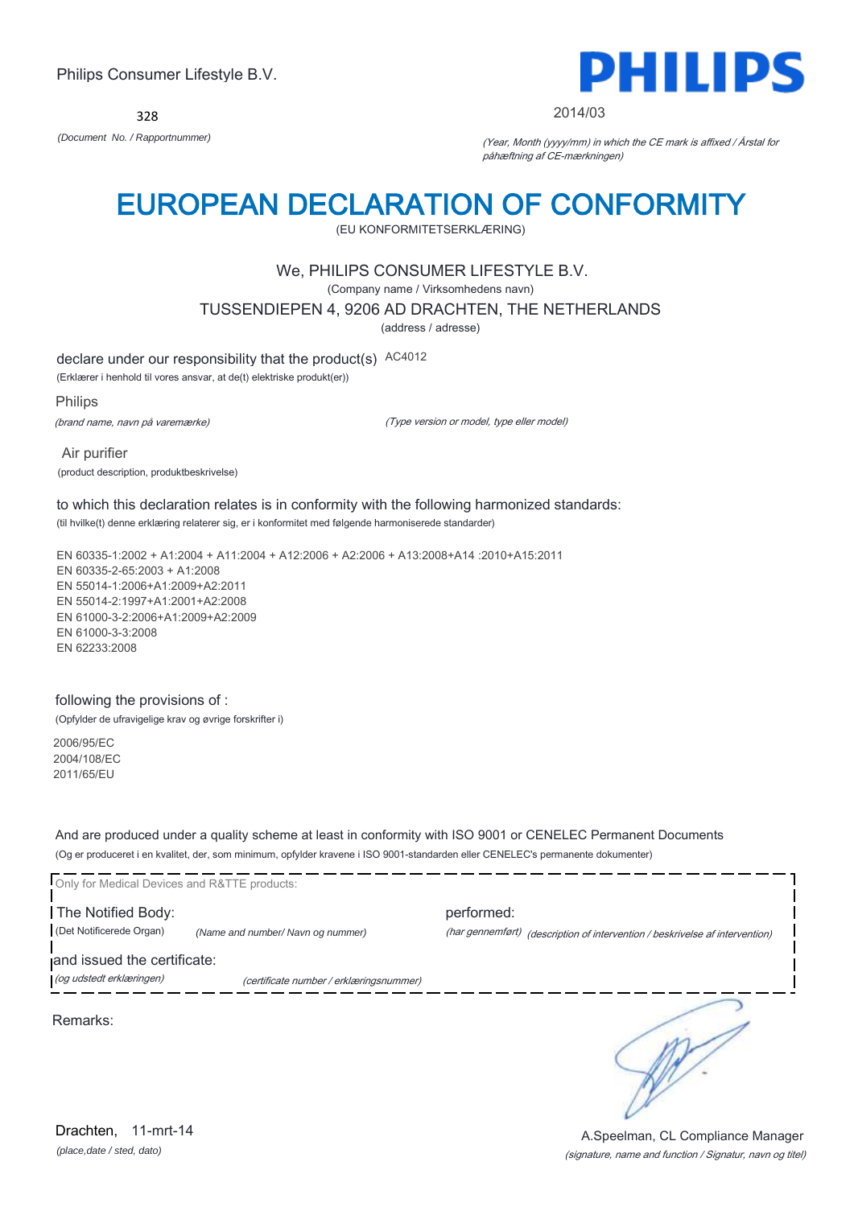Philips Consumer Lifestyle B.V.

328

*(Document No. / Rapportnummer)*

**PHILIPS**

2014/03

*(Year, Month (yyyy/mm) in which the CE mark is affixed / Årstal for påhæftning af CE-mærkningen)*

# EUROPEAN DECLARATION OF CONFORMITY

(EU KONFORMITETSERKLÆRING)

We, PHILIPS CONSUMER LIFESTYLE B.V.

(Company name / Virksomhedens navn)

TUSSENDIEPEN 4, 9206 AD DRACHTEN, THE NETHERLANDS

(address / adresse)

declare under our responsibility that the product(s) AC4012

(Erklærer i henhold til vores ansvar, at de(t) elektriske produkt(er))

Philips

*(brand name, navn på varemærke)*

*(Type version or model, type eller model)*

Air purifier

(product description, produktbeskrivelse)

to which this declaration relates is in conformity with the following harmonized standards:

(til hvilke(t) denne erklæring relaterer sig, er i konformitet med følgende harmoniserede standarder)

EN 60335-1:2002 + A1:2004 + A11:2004 + A12:2006 + A2:2006 + A13:2008+A14 :2010+A15:2011
EN 60335-2-65:2003 + A1:2008
EN 55014-1:2006+A1:2009+A2:2011
EN 55014-2:1997+A1:2001+A2:2008
EN 61000-3-2:2006+A1:2009+A2:2009
EN 61000-3-3:2008
EN 62233:2008

following the provisions of :

(Opfylder de ufravigelige krav og øvrige forskrifter i)

2006/95/EC
2004/108/EC
2011/65/EU

And are produced under a quality scheme at least in conformity with ISO 9001 or CENELEC Permanent Documents

(Og er produceret i en kvalitet, der, som minimum, opfylder kravene i ISO 9001-standarden eller CENELEC's permanente dokumenter)

Only for Medical Devices and R&TTE products:

The Notified Body: — performed:

(Det Notificerede Organ) *(Name and number/ Navn og nummer)* — *(har gennemført)* *(description of intervention / beskrivelse af intervention)*

and issued the certificate:

*(og udstedt erklæringen)* *(certificate number / erklæringsnummer)*

Remarks:

Drachten, 11-mrt-14

*(place,date / sted, dato)*

A.Speelman, CL Compliance Manager

*(signature, name and function / Signatur, navn og titel)*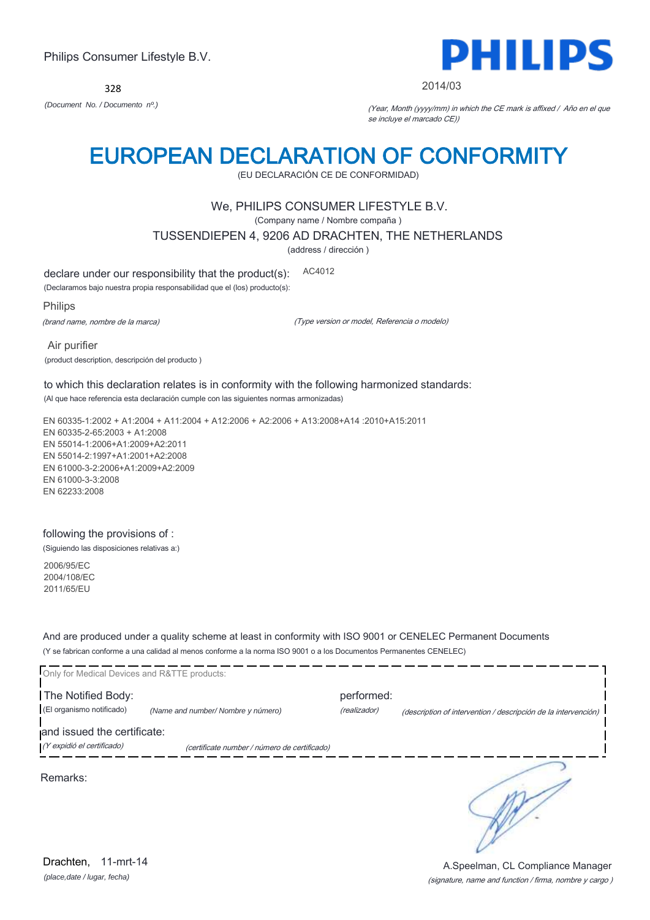Philips Consumer Lifestyle B.V.

328

*(Document No. / Documento nº.)*

PHILIPS

2014/03

*(Year, Month (yyyy/mm) in which the CE mark is affixed / Año en el que se incluye el marcado CE))*

# EUROPEAN DECLARATION OF CONFORMITY

(EU DECLARACIÓN CE DE CONFORMIDAD)

We, PHILIPS CONSUMER LIFESTYLE B.V.

(Company name / Nombre compaña )

TUSSENDIEPEN 4, 9206 AD DRACHTEN, THE NETHERLANDS

(address / dirección )

declare under our responsibility that the product(s): AC4012

(Declaramos bajo nuestra propia responsabilidad que el (los) producto(s):

Philips

*(brand name, nombre de la marca)*

*(Type version or model, Referencia o modelo)*

Air purifier

(product description, descripción del producto )

to which this declaration relates is in conformity with the following harmonized standards:

(Al que hace referencia esta declaración cumple con las siguientes normas armonizadas)

EN 60335-1:2002 + A1:2004 + A11:2004 + A12:2006 + A2:2006 + A13:2008+A14 :2010+A15:2011
EN 60335-2-65:2003 + A1:2008
EN 55014-1:2006+A1:2009+A2:2011
EN 55014-2:1997+A1:2001+A2:2008
EN 61000-3-2:2006+A1:2009+A2:2009
EN 61000-3-3:2008
EN 62233:2008

following the provisions of :

(Siguiendo las disposiciones relativas a:)

2006/95/EC
2004/108/EC
2011/65/EU

And are produced under a quality scheme at least in conformity with ISO 9001 or CENELEC Permanent Documents

(Y se fabrican conforme a una calidad al menos conforme a la norma ISO 9001 o a los Documentos Permanentes CENELEC)

Only for Medical Devices and R&TTE products:

The Notified Body: (El organismo notificado) *(Name and number/ Nombre y número)*

performed: *(realizador)* *(description of intervention / descripción de la intervención)*

and issued the certificate: *(Y expidió el certificado)* *(certificate number / número de certificado)*

Remarks:

Drachten, 11-mrt-14

*(place,date / lugar, fecha)*

A.Speelman, CL Compliance Manager

*(signature, name and function / firma, nombre y cargo )*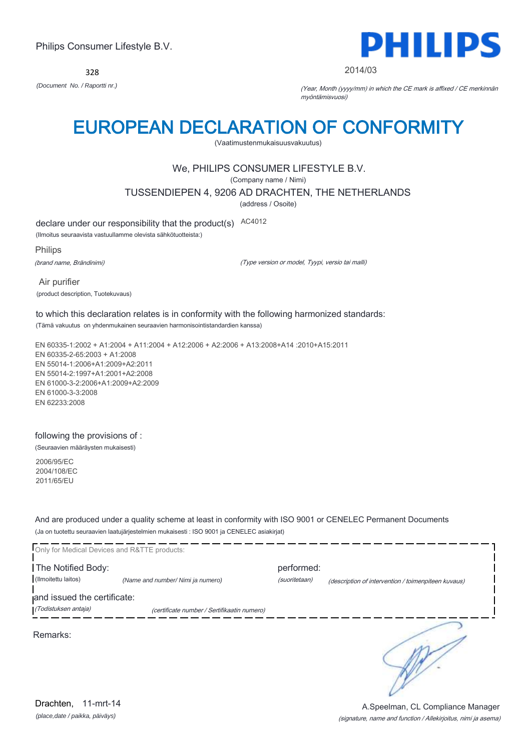Philips Consumer Lifestyle B.V.

328

*(Document No. / Raportti nr.)*

2014/03

*(Year, Month (yyyy/mm) in which the CE mark is affixed / CE merkinnän myöntämisvuosi)*

# EUROPEAN DECLARATION OF CONFORMITY

(Vaatimustenmukaisuusvakuutus)

We, PHILIPS CONSUMER LIFESTYLE B.V.

(Company name / Nimi)

TUSSENDIEPEN 4, 9206 AD DRACHTEN, THE NETHERLANDS

(address / Osoite)

declare under our responsibility that the product(s) AC4012

(Ilmoitus seuraavista vastuullamme olevista sähkötuotteista:)

Philips

*(brand name, Brändinimi)*

*(Type version or model, Tyypi, versio tai malli)*

Air purifier

(product description, Tuotekuvaus)

to which this declaration relates is in conformity with the following harmonized standards:

(Tämä vakuutus on yhdenmukainen seuraavien harmonisointistandardien kanssa)

EN 60335-1:2002 + A1:2004 + A11:2004 + A12:2006 + A2:2006 + A13:2008+A14 :2010+A15:2011
EN 60335-2-65:2003 + A1:2008
EN 55014-1:2006+A1:2009+A2:2011
EN 55014-2:1997+A1:2001+A2:2008
EN 61000-3-2:2006+A1:2009+A2:2009
EN 61000-3-3:2008
EN 62233:2008

following the provisions of :

(Seuraavien määräysten mukaisesti)

2006/95/EC
2004/108/EC
2011/65/EU

And are produced under a quality scheme at least in conformity with ISO 9001 or CENELEC Permanent Documents

(Ja on tuotettu seuraavien laatujärjestelmien mukaisesti : ISO 9001 ja CENELEC asiakirjat)

Only for Medical Devices and R&TTE products:

The Notified Body: *(Name and number/ Nimi ja numero)* performed: *(description of intervention / toimenpiteen kuvaus)*

(Ilmoitettu laitos) *(suoritetaan)*

and issued the certificate: *(certificate number / Sertifikaatin numero)*

*(Todistuksen antaja)*

Remarks:

Drachten, 11-mrt-14

*(place,date / paikka, päiväys)*

A.Speelman, CL Compliance Manager

*(signature, name and function / Allekirjoitus, nimi ja asema)*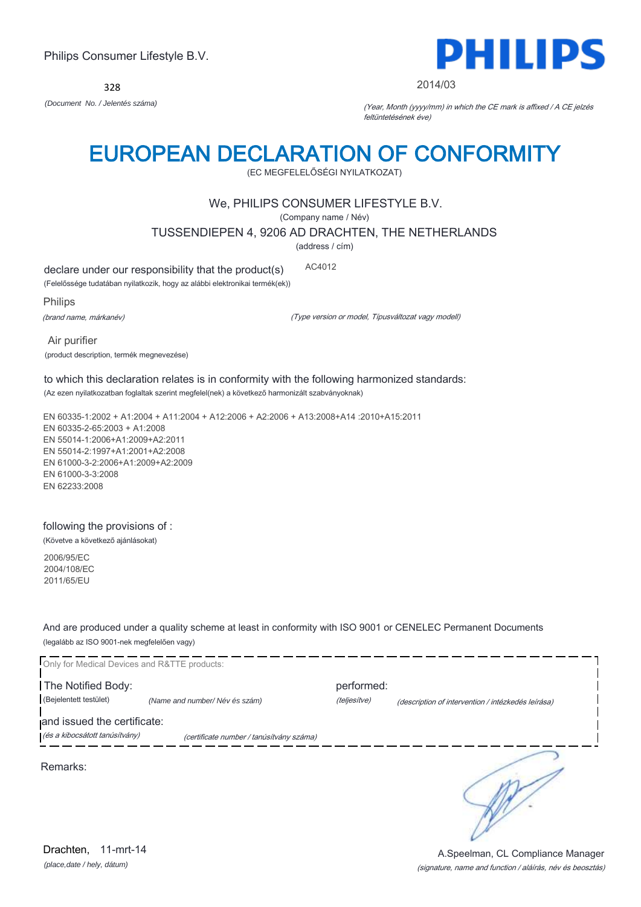Philips Consumer Lifestyle B.V.

328

*(Document No. / Jelentés száma)*

**PHILIPS**

2014/03

*(Year, Month (yyyy/mm) in which the CE mark is affixed / A CE jelzés feltüntetésének éve)*

# EUROPEAN DECLARATION OF CONFORMITY

(EC MEGFELELŐSÉGI NYILATKOZAT)

We, PHILIPS CONSUMER LIFESTYLE B.V.

(Company name / Név)

TUSSENDIEPEN 4, 9206 AD DRACHTEN, THE NETHERLANDS

(address / cím)

declare under our responsibility that the product(s) AC4012

(Felelőssége tudatában nyilatkozik, hogy az alábbi elektronikai termék(ek))

Philips

*(brand name, márkanév)*

*(Type version or model, Típusváltozat vagy modell)*

Air purifier

(product description, termék megnevezése)

to which this declaration relates is in conformity with the following harmonized standards:

(Az ezen nyilatkozatban foglaltak szerint megfelel(nek) a következő harmonizált szabványoknak)

EN 60335-1:2002 + A1:2004 + A11:2004 + A12:2006 + A2:2006 + A13:2008+A14 :2010+A15:2011
EN 60335-2-65:2003 + A1:2008
EN 55014-1:2006+A1:2009+A2:2011
EN 55014-2:1997+A1:2001+A2:2008
EN 61000-3-2:2006+A1:2009+A2:2009
EN 61000-3-3:2008
EN 62233:2008

following the provisions of :

(Követve a következő ajánlásokat)

2006/95/EC
2004/108/EC
2011/65/EU

And are produced under a quality scheme at least in conformity with ISO 9001 or CENELEC Permanent Documents

(legalább az ISO 9001-nek megfelelően vagy)

Only for Medical Devices and R&TTE products:

The Notified Body: performed:

(Bejelentett testület) *(Name and number/ Név és szám)* *(teljesítve)* *(description of intervention / intézkedés leírása)*

and issued the certificate:

*(és a kibocsátott tanúsítvány)* *(certificate number / tanúsítvány száma)*

Remarks:

Drachten, 11-mrt-14

*(place,date / hely, dátum)*

A.Speelman, CL Compliance Manager

*(signature, name and function / aláírás, név és beosztás)*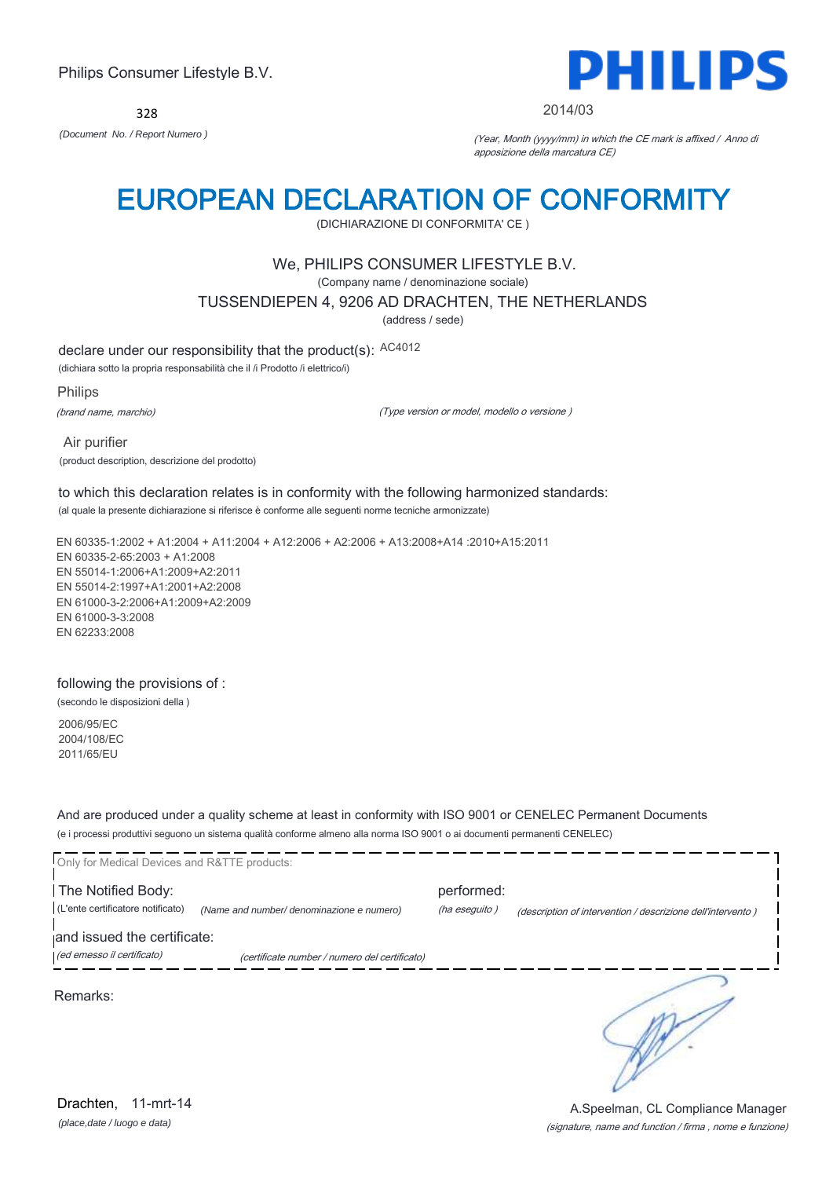Philips Consumer Lifestyle B.V.

**PHILIPS**

328

*(Document No. / Report Numero )*

2014/03

*(Year, Month (yyyy/mm) in which the CE mark is affixed / Anno di apposizione della marcatura CE)*

# EUROPEAN DECLARATION OF CONFORMITY

(DICHIARAZIONE DI CONFORMITA' CE )

We, PHILIPS CONSUMER LIFESTYLE B.V.

(Company name / denominazione sociale)

TUSSENDIEPEN 4, 9206 AD DRACHTEN, THE NETHERLANDS

(address / sede)

declare under our responsibility that the product(s): AC4012

(dichiara sotto la propria responsabilità che il /i Prodotto /i elettrico/i)

Philips

*(brand name, marchio)*

*(Type version or model, modello o versione )*

Air purifier

(product description, descrizione del prodotto)

to which this declaration relates is in conformity with the following harmonized standards:

(al quale la presente dichiarazione si riferisce è conforme alle seguenti norme tecniche armonizzate)

EN 60335-1:2002 + A1:2004 + A11:2004 + A12:2006 + A2:2006 + A13:2008+A14 :2010+A15:2011
EN 60335-2-65:2003 + A1:2008
EN 55014-1:2006+A1:2009+A2:2011
EN 55014-2:1997+A1:2001+A2:2008
EN 61000-3-2:2006+A1:2009+A2:2009
EN 61000-3-3:2008
EN 62233:2008

following the provisions of :

(secondo le disposizioni della )

2006/95/EC
2004/108/EC
2011/65/EU

And are produced under a quality scheme at least in conformity with ISO 9001 or CENELEC Permanent Documents

(e i processi produttivi seguono un sistema qualità conforme almeno alla norma ISO 9001 o ai documenti permanenti CENELEC)

Only for Medical Devices and R&TTE products:

The Notified Body: performed:

(L'ente certificatore notificato) *(Name and number/ denominazione e numero)* *(ha eseguito )* *(description of intervention / descrizione dell'intervento )*

and issued the certificate:

*(ed emesso il certificato)* *(certificate number / numero del certificato)*

Remarks:

Drachten, 11-mrt-14

*(place,date / luogo e data)*

A.Speelman, CL Compliance Manager

*(signature, name and function / firma , nome e funzione)*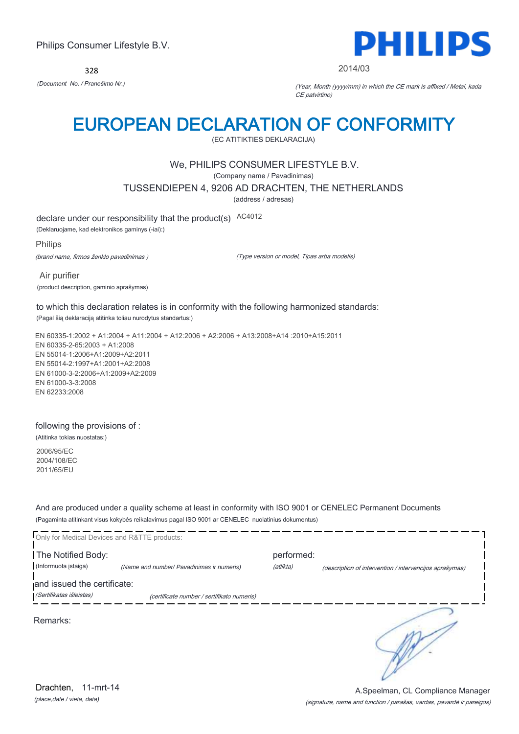Philips Consumer Lifestyle B.V.

**PHILIPS**

328

*(Document No. / Pranešimo Nr.)*

2014/03

*(Year, Month (yyyy/mm) in which the CE mark is affixed / Metai, kada CE patvirtino)*

# EUROPEAN DECLARATION OF CONFORMITY

(EC ATITIKTIES DEKLARACIJA)

We, PHILIPS CONSUMER LIFESTYLE B.V.

(Company name / Pavadinimas)

TUSSENDIEPEN 4, 9206 AD DRACHTEN, THE NETHERLANDS

(address / adresas)

declare under our responsibility that the product(s) AC4012

(Deklaruojame, kad elektronikos gaminys (-iai):)

Philips

*(brand name, firmos ženklo pavadinimas )*

*(Type version or model, Tipas arba modelis)*

Air purifier

(product description, gaminio aprašymas)

to which this declaration relates is in conformity with the following harmonized standards:

(Pagal šią deklaraciją atitinka toliau nurodytus standartus:)

EN 60335-1:2002 + A1:2004 + A11:2004 + A12:2006 + A2:2006 + A13:2008+A14 :2010+A15:2011
EN 60335-2-65:2003 + A1:2008
EN 55014-1:2006+A1:2009+A2:2011
EN 55014-2:1997+A1:2001+A2:2008
EN 61000-3-2:2006+A1:2009+A2:2009
EN 61000-3-3:2008
EN 62233:2008

following the provisions of :

(Atitinka tokias nuostatas:)

2006/95/EC
2004/108/EC
2011/65/EU

And are produced under a quality scheme at least in conformity with ISO 9001 or CENELEC Permanent Documents

(Pagaminta atitinkant visus kokybės reikalavimus pagal ISO 9001 ar CENELEC nuolatinius dokumentus)

Only for Medical Devices and R&TTE products:

The Notified Body: *(Name and number/ Pavadinimas ir numeris)* performed: *(description of intervention / intervencijos aprašymas)*

(Informuota įstaiga) *(atlikta)*

and issued the certificate: *(certificate number / sertifikato numeris)*

*(Sertifikatas išleistas)*

Remarks:

Drachten, 11-mrt-14

*(place,date / vieta, data)*

A.Speelman, CL Compliance Manager

*(signature, name and function / parašas, vardas, pavardė ir pareigos)*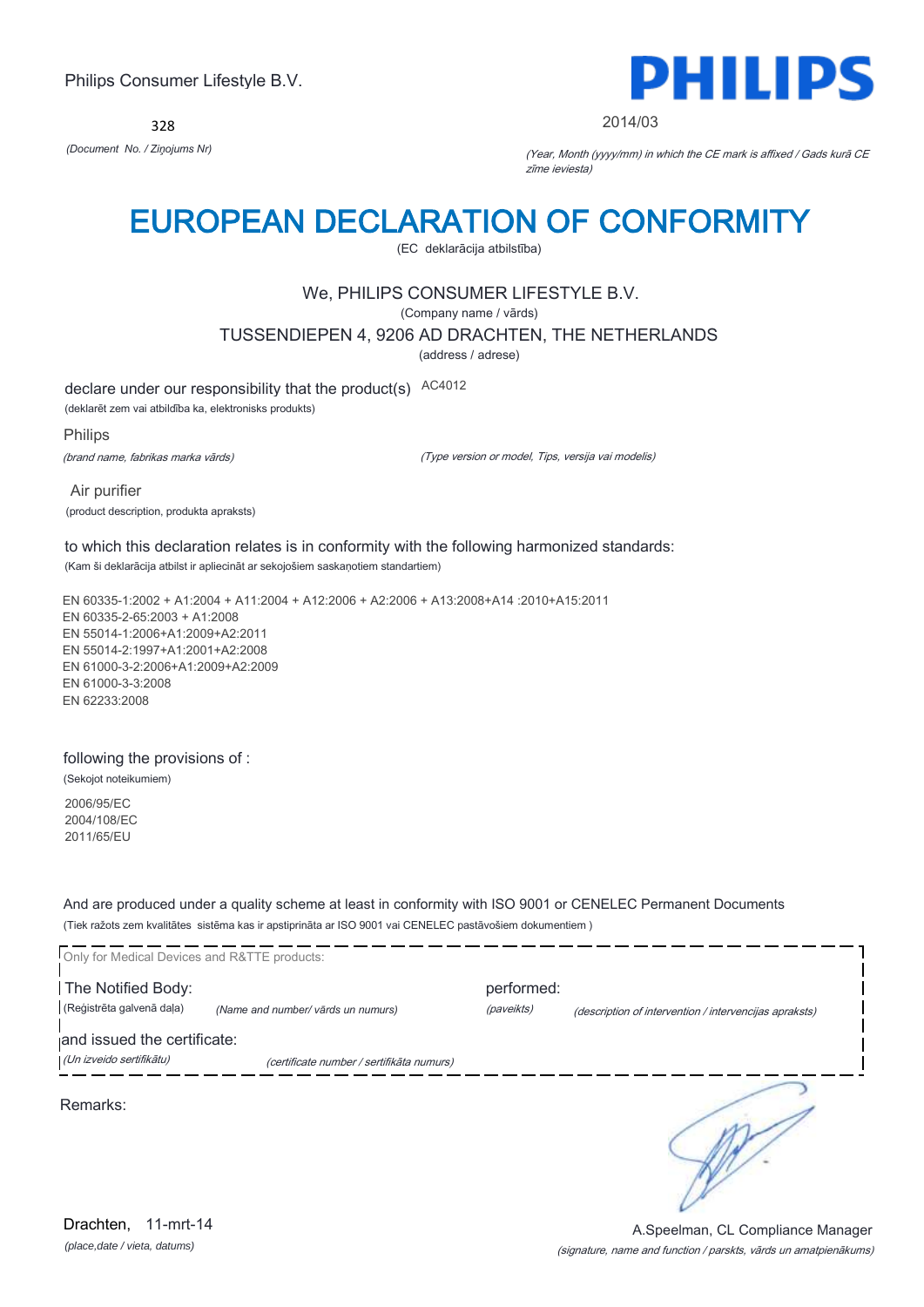Philips Consumer Lifestyle B.V.

328

*(Document No. / Ziņojums Nr)*

**PHILIPS**

2014/03

*(Year, Month (yyyy/mm) in which the CE mark is affixed / Gads kurā CE zīme ieviesta)*

# EUROPEAN DECLARATION OF CONFORMITY

(EC deklarācija atbilstība)

We, PHILIPS CONSUMER LIFESTYLE B.V.

(Company name / vārds)

TUSSENDIEPEN 4, 9206 AD DRACHTEN, THE NETHERLANDS

(address / adrese)

declare under our responsibility that the product(s) AC4012

(deklarēt zem vai atbildība ka, elektronisks produkts)

Philips

*(brand name, fabrikas marka vārds)*

*(Type version or model, Tips, versija vai modelis)*

Air purifier

(product description, produkta apraksts)

to which this declaration relates is in conformity with the following harmonized standards:

(Kam šī deklarācija atbilst ir apliecināt ar sekojošiem saskaņotiem standartiem)

EN 60335-1:2002 + A1:2004 + A11:2004 + A12:2006 + A2:2006 + A13:2008+A14 :2010+A15:2011
EN 60335-2-65:2003 + A1:2008
EN 55014-1:2006+A1:2009+A2:2011
EN 55014-2:1997+A1:2001+A2:2008
EN 61000-3-2:2006+A1:2009+A2:2009
EN 61000-3-3:2008
EN 62233:2008

following the provisions of :

(Sekojot noteikumiem)

2006/95/EC
2004/108/EC
2011/65/EU

And are produced under a quality scheme at least in conformity with ISO 9001 or CENELEC Permanent Documents

(Tiek ražots zem kvalitātes sistēma kas ir apstiprināta ar ISO 9001 vai CENELEC pastāvošiem dokumentiem )

Only for Medical Devices and R&TTE products:

The Notified Body: performed:

(Reģistrēta galvenā daļa) *(Name and number/ vārds un numurs)* *(paveikts)* *(description of intervention / intervencijas apraksts)*

and issued the certificate:

*(Un izveido sertifikātu)* *(certificate number / sertifikāta numurs)*

Remarks:

Drachten, 11-mrt-14

*(place,date / vieta, datums)*

A.Speelman, CL Compliance Manager

*(signature, name and function / parskts, vārds un amatpienākums)*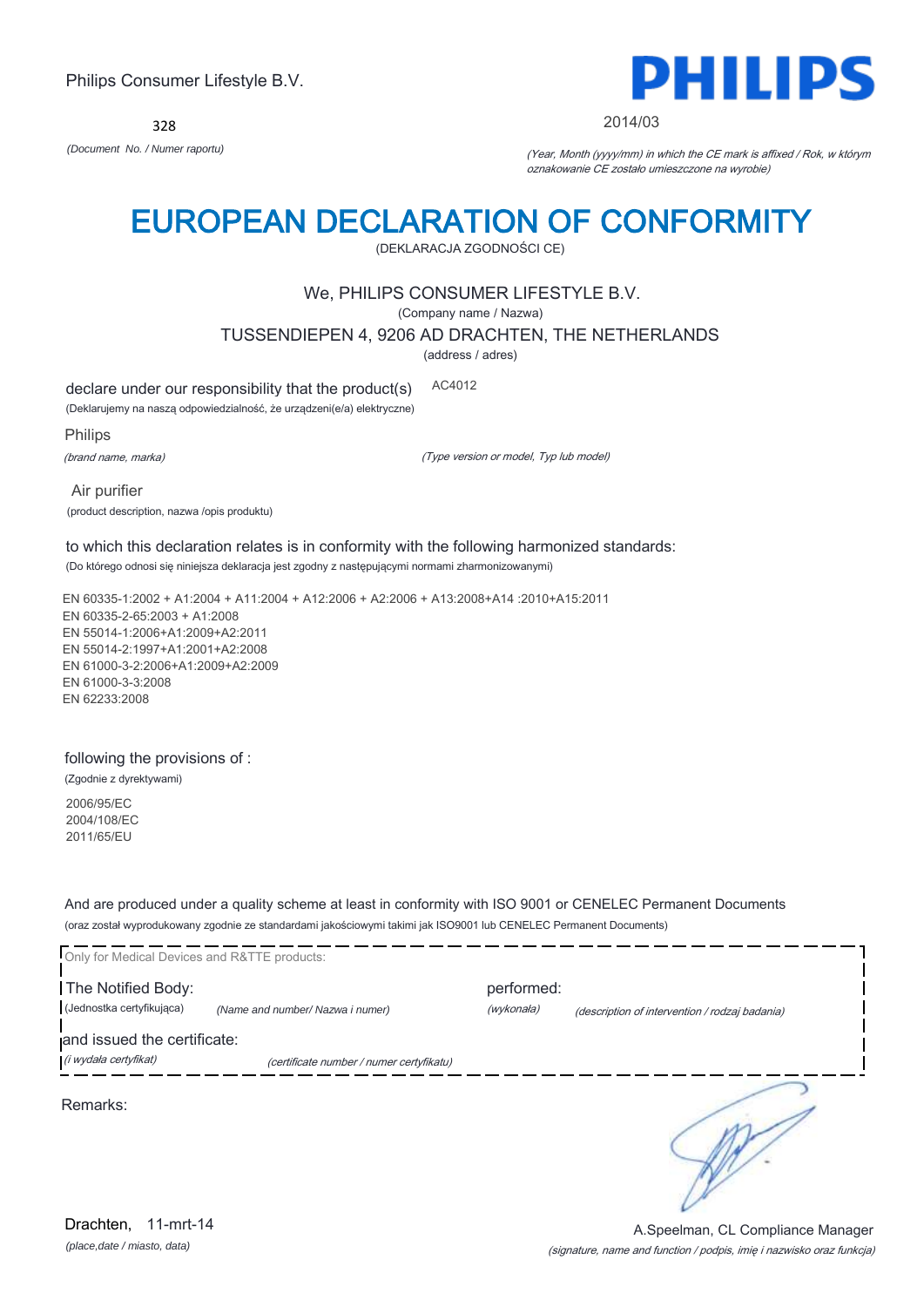Philips Consumer Lifestyle B.V.

328

*(Document No. / Numer raportu)*

2014/03

*(Year, Month (yyyy/mm) in which the CE mark is affixed / Rok, w którym oznakowanie CE zostało umieszczone na wyrobie)*

# EUROPEAN DECLARATION OF CONFORMITY

(DEKLARACJA ZGODNOŚCI CE)

We, PHILIPS CONSUMER LIFESTYLE B.V.

(Company name / Nazwa)

TUSSENDIEPEN 4, 9206 AD DRACHTEN, THE NETHERLANDS

(address / adres)

declare under our responsibility that the product(s) AC4012

(Deklarujemy na naszą odpowiedzialność, że urządzeni(e/a) elektryczne)

Philips

*(brand name, marka)* *(Type version or model, Typ lub model)*

Air purifier

(product description, nazwa /opis produktu)

to which this declaration relates is in conformity with the following harmonized standards:

(Do którego odnosi się niniejsza deklaracja jest zgodny z następującymi normami zharmonizowanymi)

EN 60335-1:2002 + A1:2004 + A11:2004 + A12:2006 + A2:2006 + A13:2008+A14 :2010+A15:2011
EN 60335-2-65:2003 + A1:2008
EN 55014-1:2006+A1:2009+A2:2011
EN 55014-2:1997+A1:2001+A2:2008
EN 61000-3-2:2006+A1:2009+A2:2009
EN 61000-3-3:2008
EN 62233:2008

following the provisions of :

(Zgodnie z dyrektywami)

2006/95/EC
2004/108/EC
2011/65/EU

And are produced under a quality scheme at least in conformity with ISO 9001 or CENELEC Permanent Documents

(oraz został wyprodukowany zgodnie ze standardami jakościowymi takimi jak ISO9001 lub CENELEC Permanent Documents)

Only for Medical Devices and R&TTE products:

The Notified Body: *(Name and number/ Nazwa i numer)* performed: *(description of intervention / rodzaj badania)*

(Jednostka certyfikująca) *(wykonała)*

and issued the certificate: *(certificate number / numer certyfikatu)*

*(i wydała certyfikat)*

Remarks:

Drachten, 11-mrt-14

*(place,date / miasto, data)*

A.Speelman, CL Compliance Manager

*(signature, name and function / podpis, imię i nazwisko oraz funkcja)*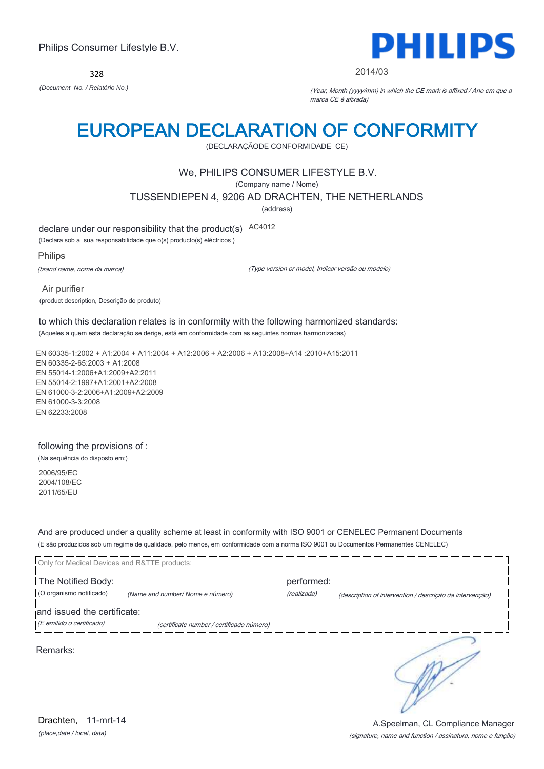Philips Consumer Lifestyle B.V.

328

*(Document No. / Relatório No.)*

PHILIPS

2014/03

*(Year, Month (yyyy/mm) in which the CE mark is affixed / Ano em que a marca CE é afixada)*

# EUROPEAN DECLARATION OF CONFORMITY

(DECLARAÇÃODE CONFORMIDADE CE)

We, PHILIPS CONSUMER LIFESTYLE B.V.

(Company name / Nome)

TUSSENDIEPEN 4, 9206 AD DRACHTEN, THE NETHERLANDS

(address)

declare under our responsibility that the product(s) AC4012

(Declara sob a sua responsabilidade que o(s) producto(s) eléctricos )

Philips

*(brand name, nome da marca)*

*(Type version or model, Indicar versão ou modelo)*

Air purifier

(product description, Descrição do produto)

to which this declaration relates is in conformity with the following harmonized standards:

(Aqueles a quem esta declaração se derige, está em conformidade com as seguintes normas harmonizadas)

EN 60335-1:2002 + A1:2004 + A11:2004 + A12:2006 + A2:2006 + A13:2008+A14 :2010+A15:2011
EN 60335-2-65:2003 + A1:2008
EN 55014-1:2006+A1:2009+A2:2011
EN 55014-2:1997+A1:2001+A2:2008
EN 61000-3-2:2006+A1:2009+A2:2009
EN 61000-3-3:2008
EN 62233:2008

following the provisions of :

(Na sequência do disposto em:)

2006/95/EC
2004/108/EC
2011/65/EU

And are produced under a quality scheme at least in conformity with ISO 9001 or CENELEC Permanent Documents

(E são produzidos sob um regime de qualidade, pelo menos, em conformidade com a norma ISO 9001 ou Documentos Permanentes CENELEC)

Only for Medical Devices and R&TTE products:

The Notified Body: (O organismo notificado) *(Name and number/ Nome e número)*

performed: *(realizada)* *(description of intervention / descrição da intervenção)*

and issued the certificate: *(E emitido o certificado)* *(certificate number / certificado número)*

Remarks:

Drachten, 11-mrt-14

*(place,date / local, data)*

A.Speelman, CL Compliance Manager

*(signature, name and function / assinatura, nome e função)*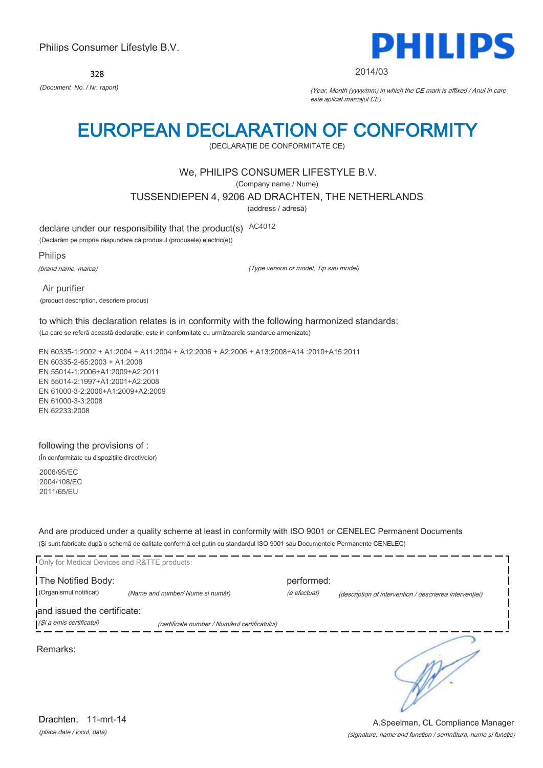Philips Consumer Lifestyle B.V.

328

*(Document No. / Nr. raport)*

**PHILIPS**

2014/03

*(Year, Month (yyyy/mm) in which the CE mark is affixed / Anul în care este aplicat marcajul CE)*

# EUROPEAN DECLARATION OF CONFORMITY

(DECLARAȚIE DE CONFORMITATE CE)

We, PHILIPS CONSUMER LIFESTYLE B.V.

(Company name / Nume)

TUSSENDIEPEN 4, 9206 AD DRACHTEN, THE NETHERLANDS

(address / adresă)

declare under our responsibility that the product(s) AC4012

(Declarăm pe proprie răspundere că produsul (produsele) electric(e))

Philips

*(brand name, marca)* *(Type version or model, Tip sau model)*

Air purifier

(product description, descriere produs)

to which this declaration relates is in conformity with the following harmonized standards:

(La care se referă această declarație, este in conformitate cu următoarele standarde armonizate)

EN 60335-1:2002 + A1:2004 + A11:2004 + A12:2006 + A2:2006 + A13:2008+A14 :2010+A15:2011
EN 60335-2-65:2003 + A1:2008
EN 55014-1:2006+A1:2009+A2:2011
EN 55014-2:1997+A1:2001+A2:2008
EN 61000-3-2:2006+A1:2009+A2:2009
EN 61000-3-3:2008
EN 62233:2008

following the provisions of :

(În conformitate cu dispozițiile directivelor)

2006/95/EC
2004/108/EC
2011/65/EU

And are produced under a quality scheme at least in conformity with ISO 9001 or CENELEC Permanent Documents

(Și sunt fabricate după o schemă de calitate conformă cel puțin cu standardul ISO 9001 sau Documentele Permanente CENELEC)

Only for Medical Devices and R&TTE products:

The Notified Body: *(Name and number/ Nume si număr)* performed: *(description of intervention / descrierea intervenției)*

(Organismul notificat) *(a efectuat)*

and issued the certificate: *(certificate number / Numărul certificatului)*

*(Și a emis certificatul)*

Remarks:

Drachten, 11-mrt-14

*(place,date / locul, data)*

A.Speelman, CL Compliance Manager

*(signature, name and function / semnătura, nume și funcție)*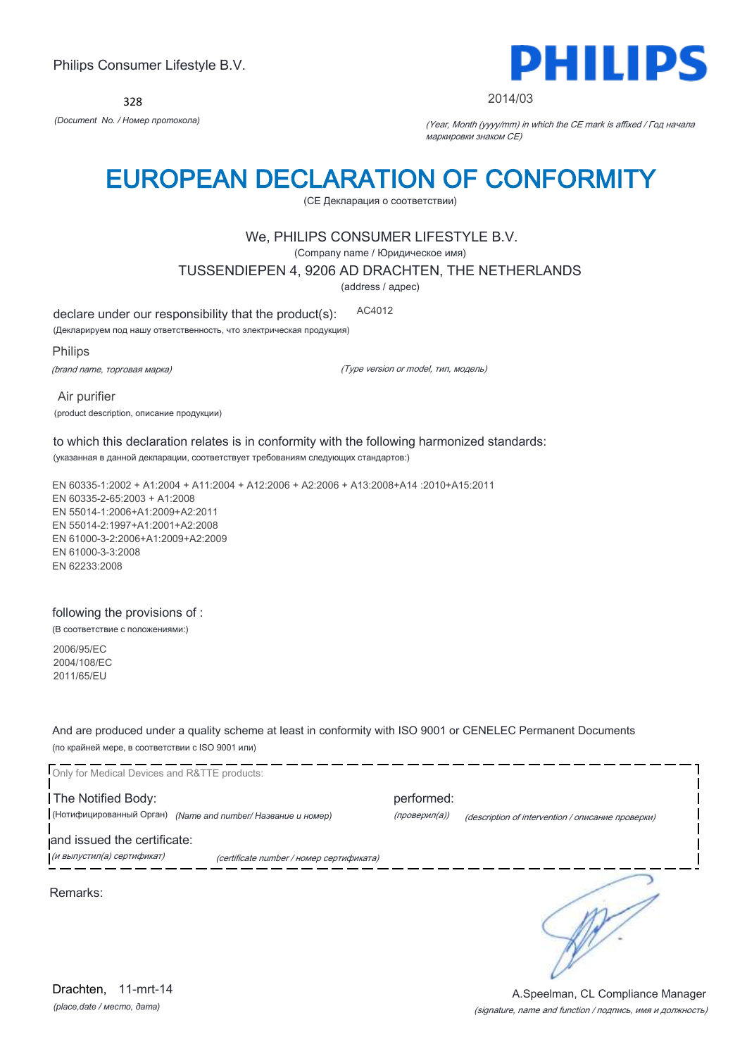Philips Consumer Lifestyle B.V.

**PHILIPS**

328

*(Document No. / Номер протокола)*

2014/03

*(Year, Month (yyyy/mm) in which the CE mark is affixed / Год начала маркировки знаком CE)*

# EUROPEAN DECLARATION OF CONFORMITY

(CE Декларация о соответствии)

We, PHILIPS CONSUMER LIFESTYLE B.V.

(Company name / Юридическое имя)

TUSSENDIEPEN 4, 9206 AD DRACHTEN, THE NETHERLANDS

(address / адрес)

declare under our responsibility that the product(s): AC4012

(Декларируем под нашу ответственность, что электрическая продукция)

Philips

*(brand name, торговая марка)*

*(Type version or model, тип, модель)*

Air purifier

(product description, описание продукции)

to which this declaration relates is in conformity with the following harmonized standards:

(указанная в данной декларации, соответствует требованиям следующих стандартов:)

EN 60335-1:2002 + A1:2004 + A11:2004 + A12:2006 + A2:2006 + A13:2008+A14 :2010+A15:2011
EN 60335-2-65:2003 + A1:2008
EN 55014-1:2006+A1:2009+A2:2011
EN 55014-2:1997+A1:2001+A2:2008
EN 61000-3-2:2006+A1:2009+A2:2009
EN 61000-3-3:2008
EN 62233:2008

following the provisions of :

(В соответствие с положениями:)

2006/95/EC
2004/108/EC
2011/65/EU

And are produced under a quality scheme at least in conformity with ISO 9001 or CENELEC Permanent Documents

(по крайней мере, в соответствии с ISO 9001 или)

Only for Medical Devices and R&TTE products:

The Notified Body: performed:

(Нотифицированный Орган) *(Name and number/ Название и номер)* *(проверил(а))* *(description of intervention / описание проверки)*

and issued the certificate:

*(и выпустил(а) сертификат)* *(certificate number / номер сертификата)*

Remarks:

Drachten, 11-mrt-14

*(place,date / место, дата)*

A.Speelman, CL Compliance Manager

*(signature, name and function / подпись, имя и должность)*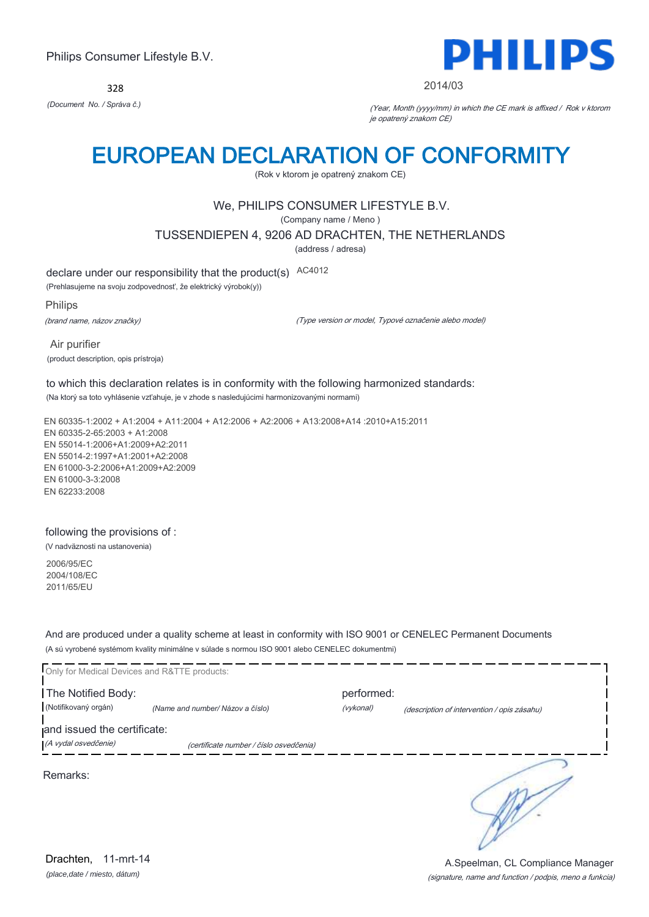Philips Consumer Lifestyle B.V.

328

*(Document No. / Správa č.)*

PHILIPS

2014/03

*(Year, Month (yyyy/mm) in which the CE mark is affixed / Rok v ktorom je opatrený znakom CE)*

# EUROPEAN DECLARATION OF CONFORMITY

(Rok v ktorom je opatrený znakom CE)

We, PHILIPS CONSUMER LIFESTYLE B.V.

(Company name / Meno )

TUSSENDIEPEN 4, 9206 AD DRACHTEN, THE NETHERLANDS

(address / adresa)

declare under our responsibility that the product(s) AC4012

(Prehlasujeme na svoju zodpovednosť, že elektrický výrobok(y))

Philips

*(brand name, názov značky)*

*(Type version or model, Typové označenie alebo model)*

Air purifier

(product description, opis prístroja)

to which this declaration relates is in conformity with the following harmonized standards:

(Na ktorý sa toto vyhlásenie vzťahuje, je v zhode s nasledujúcimi harmonizovanými normami)

EN 60335-1:2002 + A1:2004 + A11:2004 + A12:2006 + A2:2006 + A13:2008+A14 :2010+A15:2011
EN 60335-2-65:2003 + A1:2008
EN 55014-1:2006+A1:2009+A2:2011
EN 55014-2:1997+A1:2001+A2:2008
EN 61000-3-2:2006+A1:2009+A2:2009
EN 61000-3-3:2008
EN 62233:2008

following the provisions of :

(V nadväznosti na ustanovenia)

2006/95/EC
2004/108/EC
2011/65/EU

And are produced under a quality scheme at least in conformity with ISO 9001 or CENELEC Permanent Documents

(A sú vyrobené systémom kvality minimálne v súlade s normou ISO 9001 alebo CENELEC dokumentmi)

Only for Medical Devices and R&TTE products:

The Notified Body: (Notifikovaný orgán) *(Name and number/ Názov a číslo)* performed: *(vykonal)* *(description of intervention / opis zásahu)*

and issued the certificate: *(A vydal osvedčenie)* *(certificate number / číslo osvedčenia)*

Remarks:

Drachten, 11-mrt-14

*(place,date / miesto, dátum)*

A.Speelman, CL Compliance Manager

*(signature, name and function / podpis, meno a funkcia)*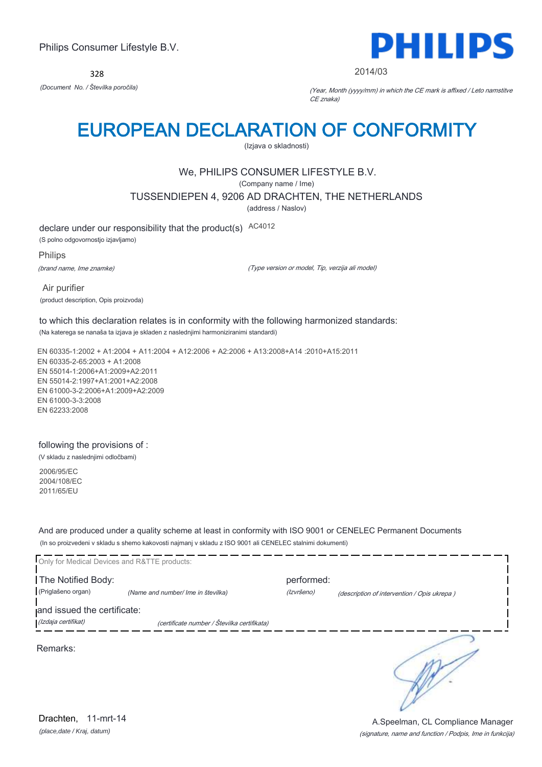Philips Consumer Lifestyle B.V.

328

*(Document No. / Številka poročila)*

PHILIPS

2014/03

*(Year, Month (yyyy/mm) in which the CE mark is affixed / Leto namstitve CE znaka)*

# EUROPEAN DECLARATION OF CONFORMITY

(Izjava o skladnosti)

We, PHILIPS CONSUMER LIFESTYLE B.V.

(Company name / Ime)

TUSSENDIEPEN 4, 9206 AD DRACHTEN, THE NETHERLANDS

(address / Naslov)

declare under our responsibility that the product(s) AC4012

(S polno odgovornostjo izjavljamo)

Philips

*(brand name, Ime znamke)*

*(Type version or model, Tip, verzija ali model)*

Air purifier

(product description, Opis proizvoda)

to which this declaration relates is in conformity with the following harmonized standards:

(Na katerega se nanaša ta izjava je skladen z naslednjimi harmoniziranimi standardi)

EN 60335-1:2002 + A1:2004 + A11:2004 + A12:2006 + A2:2006 + A13:2008+A14 :2010+A15:2011
EN 60335-2-65:2003 + A1:2008
EN 55014-1:2006+A1:2009+A2:2011
EN 55014-2:1997+A1:2001+A2:2008
EN 61000-3-2:2006+A1:2009+A2:2009
EN 61000-3-3:2008
EN 62233:2008

following the provisions of :

(V skladu z naslednjimi odločbami)

2006/95/EC
2004/108/EC
2011/65/EU

And are produced under a quality scheme at least in conformity with ISO 9001 or CENELEC Permanent Documents

(In so proizvedeni v skladu s shemo kakovosti najmanj v skladu z ISO 9001 ali CENELEC stalnimi dokumenti)

Only for Medical Devices and R&TTE products:

The Notified Body: (Priglašeno organ) *(Name and number/ Ime in številka)*

performed: *(Izvršeno)* *(description of intervention / Opis ukrepa )*

and issued the certificate: *(Izdaja certifikat)* *(certificate number / Številka certifikata)*

Remarks:

Drachten, 11-mrt-14

*(place,date / Kraj, datum)*

A.Speelman, CL Compliance Manager

*(signature, name and function / Podpis, Ime in funkcija)*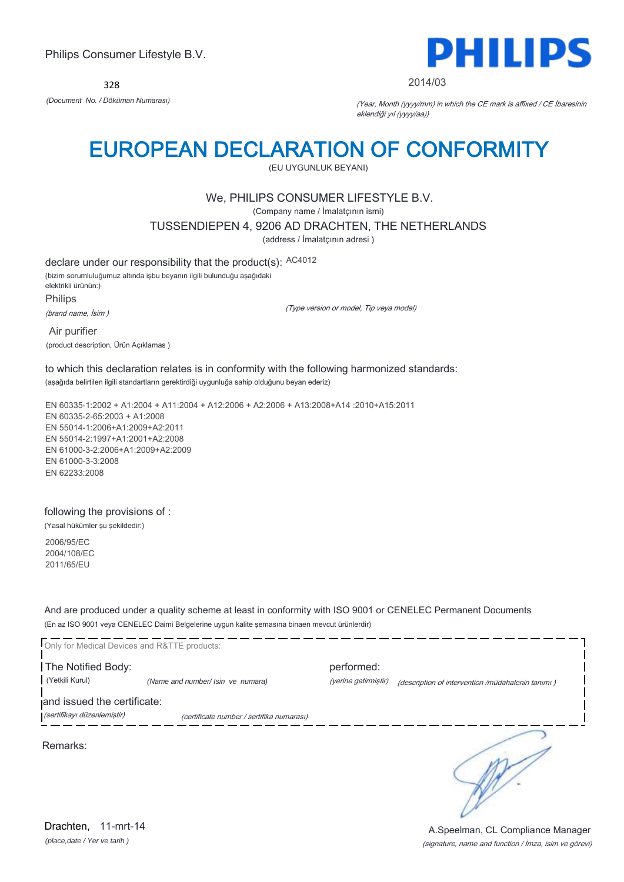Philips Consumer Lifestyle B.V.

328

*(Document No. / Döküman Numarası)*

2014/03

*(Year, Month (yyyy/mm) in which the CE mark is affixed / CE İbaresinin eklendiği yıl (yyyy/aa))*

# EUROPEAN DECLARATION OF CONFORMITY

(EU UYGUNLUK BEYANI)

We, PHILIPS CONSUMER LIFESTYLE B.V.

(Company name / İmalatçının ismi)

TUSSENDIEPEN 4, 9206 AD DRACHTEN, THE NETHERLANDS

(address / İmalatçının adresi )

declare under our responsibility that the product(s): AC4012

(bizim sorumluluğumuz altında işbu beyanın ilgili bulunduğu aşağıdaki elektrikli ürünün:)

Philips

*(brand name, İsim )*

*(Type version or model, Tip veya model)*

Air purifier

(product description, Ürün Açıklamas )

to which this declaration relates is in conformity with the following harmonized standards:

(aşağıda belirtilen ilgili standartların gerektirdiği uygunluğa sahip olduğunu beyan ederiz)

EN 60335-1:2002 + A1:2004 + A11:2004 + A12:2006 + A2:2006 + A13:2008+A14 :2010+A15:2011
EN 60335-2-65:2003 + A1:2008
EN 55014-1:2006+A1:2009+A2:2011
EN 55014-2:1997+A1:2001+A2:2008
EN 61000-3-2:2006+A1:2009+A2:2009
EN 61000-3-3:2008
EN 62233:2008

following the provisions of :

(Yasal hükümler şu şekildedir:)

2006/95/EC
2004/108/EC
2011/65/EU

And are produced under a quality scheme at least in conformity with ISO 9001 or CENELEC Permanent Documents

(En az ISO 9001 veya CENELEC Daimi Belgelerine uygun kalite şemasına binaen mevcut ürünlerdir)

Only for Medical Devices and R&TTE products:

The Notified Body: (Yetkili Kurul) *(Name and number/ Isin ve numara)*

performed: *(yerine getirmiştir)* *(description of intervention /müdahalenin tanımı )*

and issued the certificate: *(sertifikayı düzenlemiştir)* *(certificate number / sertifika numarası)*

Remarks:

Drachten, 11-mrt-14

*(place,date / Yer ve tarih )*

A.Speelman, CL Compliance Manager

*(signature, name and function / İmza, isim ve görevi)*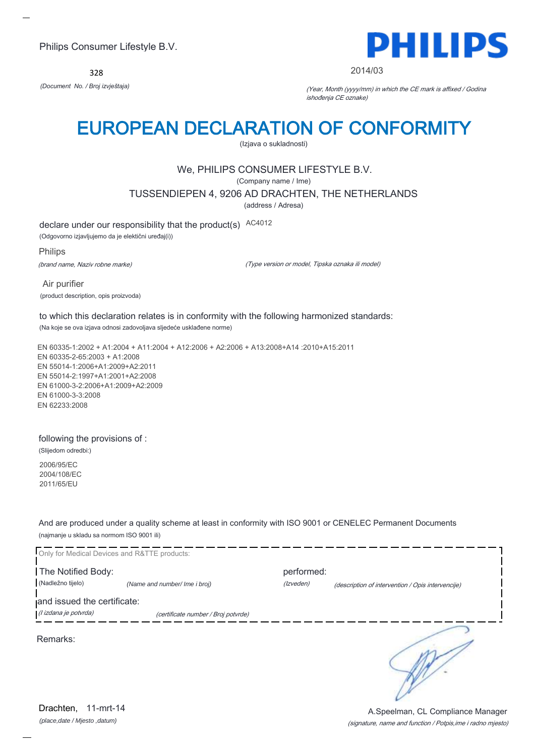Philips Consumer Lifestyle B.V.

328

*(Document No. / Broj izvještaja)*

PHILIPS

2014/03

*(Year, Month (yyyy/mm) in which the CE mark is affixed / Godina ishođenja CE oznake)*

# EUROPEAN DECLARATION OF CONFORMITY

(Izjava o sukladnosti)

We, PHILIPS CONSUMER LIFESTYLE B.V.

(Company name / Ime)

TUSSENDIEPEN 4, 9206 AD DRACHTEN, THE NETHERLANDS

(address / Adresa)

declare under our responsibility that the product(s) AC4012

(Odgovorno izjavljujemo da je elektični uređaj(i))

Philips

*(brand name, Naziv robne marke)*

*(Type version or model, Tipska oznaka ili model)*

Air purifier

(product description, opis proizvoda)

to which this declaration relates is in conformity with the following harmonized standards:

(Na koje se ova izjava odnosi zadovoljava sljedeće usklađene norme)

EN 60335-1:2002 + A1:2004 + A11:2004 + A12:2006 + A2:2006 + A13:2008+A14 :2010+A15:2011
EN 60335-2-65:2003 + A1:2008
EN 55014-1:2006+A1:2009+A2:2011
EN 55014-2:1997+A1:2001+A2:2008
EN 61000-3-2:2006+A1:2009+A2:2009
EN 61000-3-3:2008
EN 62233:2008

following the provisions of :

(Slijedom odredbi:)

2006/95/EC
2004/108/EC
2011/65/EU

And are produced under a quality scheme at least in conformity with ISO 9001 or CENELEC Permanent Documents

(najmanje u skladu sa normom ISO 9001 ili)

Only for Medical Devices and R&TTE products:

The Notified Body: performed:

(Nadležno tijelo) *(Name and number/ Ime i broj)* *(Izveden)* *(description of intervention / Opis intervencije)*

and issued the certificate:

*(I izdana je potvrda)* *(certificate number / Broj potvrde)*

Remarks:

Drachten, 11-mrt-14

*(place,date / Mjesto ,datum)*

A.Speelman, CL Compliance Manager

*(signature, name and function / Potpis,ime i radno mjesto)*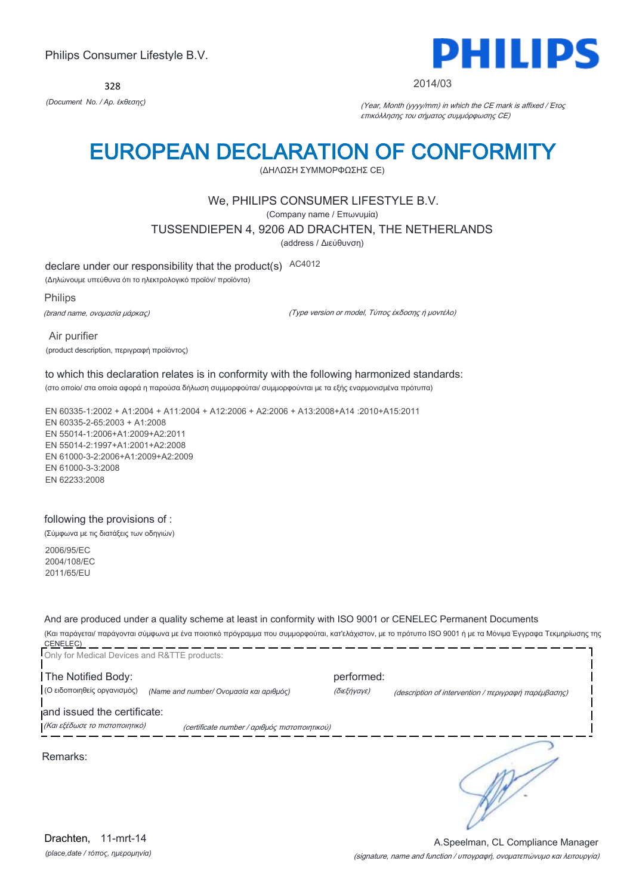Philips Consumer Lifestyle B.V.

328

*(Document No. / Αρ. έκθεσης)*

**PHILIPS**

2014/03

*(Year, Month (yyyy/mm) in which the CE mark is affixed / Έτος επικόλλησης του σήματος συμμόρφωσης CE)*

# EUROPEAN DECLARATION OF CONFORMITY

(ΔΗΛΩΣΗ ΣΥΜΜΟΡΦΩΣΗΣ CE)

We, PHILIPS CONSUMER LIFESTYLE B.V.

(Company name / Επωνυμία)

TUSSENDIEPEN 4, 9206 AD DRACHTEN, THE NETHERLANDS

(address / Διεύθυνση)

declare under our responsibility that the product(s) AC4012

(Δηλώνουμε υπεύθυνα ότι το ηλεκτρολογικό προϊόν/ προϊόντα)

Philips

*(brand name, ονομασία μάρκας)* *(Type version or model, Τύπος έκδοσης ή μοντέλο)*

Air purifier

(product description, περιγραφή προϊόντος)

to which this declaration relates is in conformity with the following harmonized standards:

(στο οποίο/ στα οποία αφορά η παρούσα δήλωση συμμορφούται/ συμμορφούνται με τα εξής εναρμονισμένα πρότυπα)

EN 60335-1:2002 + A1:2004 + A11:2004 + A12:2006 + A2:2006 + A13:2008+A14 :2010+A15:2011
EN 60335-2-65:2003 + A1:2008
EN 55014-1:2006+A1:2009+A2:2011
EN 55014-2:1997+A1:2001+A2:2008
EN 61000-3-2:2006+A1:2009+A2:2009
EN 61000-3-3:2008
EN 62233:2008

following the provisions of :

(Σύμφωνα με τις διατάξεις των οδηγιών)

2006/95/EC
2004/108/EC
2011/65/EU

And are produced under a quality scheme at least in conformity with ISO 9001 or CENELEC Permanent Documents

(Και παράγεται/ παράγονται σύμφωνα με ένα ποιοτικό πρόγραμμα που συμμορφούται, κατ'ελάχιστον, με το πρότυπο ISO 9001 ή με τα Μόνιμα Έγγραφα Τεκμηρίωσης της CENELEC)

Only for Medical Devices and R&TTE products:

The Notified Body: performed:

(Ο ειδοποιηθείς οργανισμός) *(Name and number/ Ονομασία και αριθμός)* *(διεξήγαγε)* *(description of intervention / περιγραφή παρέμβασης)*

and issued the certificate:

*(Και εξέδωσε το πιστοποιητικό)* *(certificate number / αριθμός πιστοποιητικού)*

Remarks:

Drachten, 11-mrt-14

*(place,date / τόπος, ημερομηνία)*

A.Speelman, CL Compliance Manager

*(signature, name and function / υπογραφή, ονοματεπώνυμο και λειτουργία)*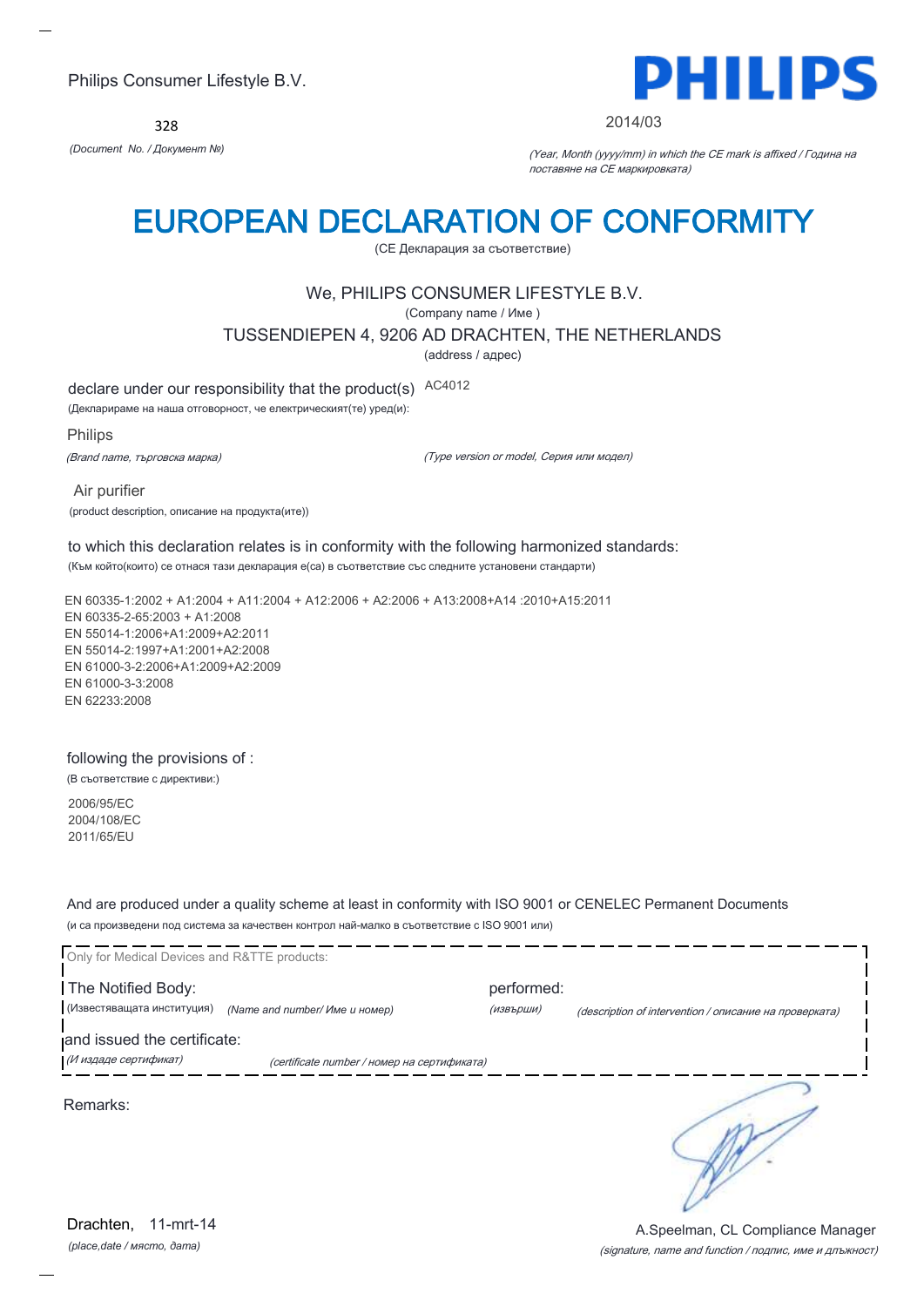Philips Consumer Lifestyle B.V.

PHILIPS

328

*(Document No. / Документ №)*

2014/03

*(Year, Month (yyyy/mm) in which the CE mark is affixed / Година на поставяне на CE маркировката)*

# EUROPEAN DECLARATION OF CONFORMITY

(CE Декларация за съответствие)

We, PHILIPS CONSUMER LIFESTYLE B.V.

(Company name / Име )

TUSSENDIEPEN 4, 9206 AD DRACHTEN, THE NETHERLANDS

(address / адрес)

declare under our responsibility that the product(s) AC4012

(Декларираме на наша отговорност, че електрическият(те) уред(и):

Philips

*(Brand name, търговска марка)*

*(Type version or model, Серия или модел)*

Air purifier

(product description, описание на продукта(ите))

to which this declaration relates is in conformity with the following harmonized standards:

(Към който(които) се отнася тази декларация е(са) в съответствие със следните установени стандарти)

EN 60335-1:2002 + A1:2004 + A11:2004 + A12:2006 + A2:2006 + A13:2008+A14 :2010+A15:2011
EN 60335-2-65:2003 + A1:2008
EN 55014-1:2006+A1:2009+A2:2011
EN 55014-2:1997+A1:2001+A2:2008
EN 61000-3-2:2006+A1:2009+A2:2009
EN 61000-3-3:2008
EN 62233:2008

following the provisions of :

(В съответствие с директиви:)

2006/95/EC
2004/108/EC
2011/65/EU

And are produced under a quality scheme at least in conformity with ISO 9001 or CENELEC Permanent Documents

(и са произведени под система за качествен контрол най-малко в съответствие с ISO 9001 или)

Only for Medical Devices and R&TTE products:

The Notified Body: performed:

(Известяващата институция) *(Name and number/ Име и номер)* *(извърши)* *(description of intervention / описание на проверката)*

and issued the certificate:

*(И издаде сертификат)* *(certificate number / номер на сертификата)*

Remarks:

Drachten, 11-mrt-14

*(place,date / място, дата)*

A.Speelman, CL Compliance Manager

*(signature, name and function / подпис, име и длъжност)*